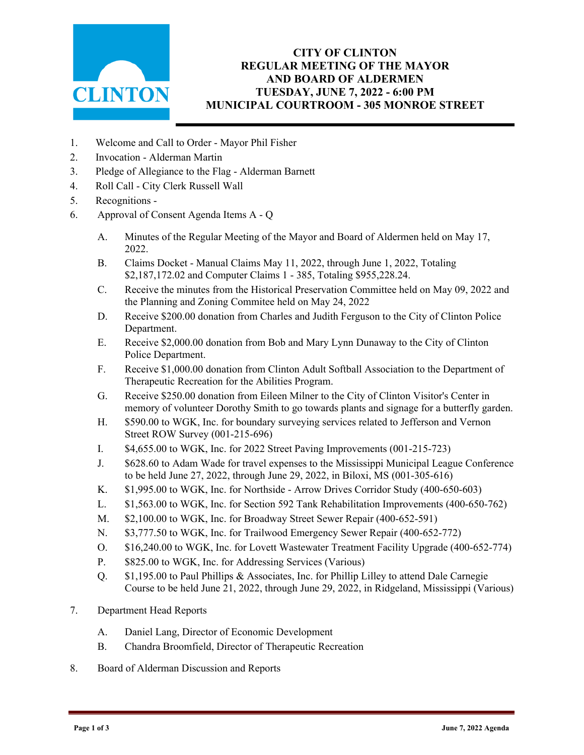# CITY OF CLINTON
## REGULAR MEETING OF THE MAYOR AND BOARD OF ALDERMEN
## TUESDAY, JUNE 7, 2022 - 6:00 PM
## MUNICIPAL COURTROOM - 305 MONROE STREET

1. Welcome and Call to Order - Mayor Phil Fisher
2. Invocation - Alderman Martin
3. Pledge of Allegiance to the Flag - Alderman Barnett
4. Roll Call - City Clerk Russell Wall
5. Recognitions -
6. Approval of Consent Agenda Items A - Q

    A. Minutes of the Regular Meeting of the Mayor and Board of Aldermen held on May 17, 2022.

    B. Claims Docket - Manual Claims May 11, 2022, through June 1, 2022, Totaling $2,187,172.02 and Computer Claims 1 - 385, Totaling $955,228.24.

    C. Receive the minutes from the Historical Preservation Committee held on May 09, 2022 and the Planning and Zoning Commitee held on May 24, 2022

    D. Receive $200.00 donation from Charles and Judith Ferguson to the City of Clinton Police Department.

    E. Receive $2,000.00 donation from Bob and Mary Lynn Dunaway to the City of Clinton Police Department.

    F. Receive $1,000.00 donation from Clinton Adult Softball Association to the Department of Therapeutic Recreation for the Abilities Program.

    G. Receive $250.00 donation from Eileen Milner to the City of Clinton Visitor's Center in memory of volunteer Dorothy Smith to go towards plants and signage for a butterfly garden.

    H. $590.00 to WGK, Inc. for boundary surveying services related to Jefferson and Vernon Street ROW Survey (001-215-696)

    I. $4,655.00 to WGK, Inc. for 2022 Street Paving Improvements (001-215-723)

    J. $628.60 to Adam Wade for travel expenses to the Mississippi Municipal League Conference to be held June 27, 2022, through June 29, 2022, in Biloxi, MS (001-305-616)

    K. $1,995.00 to WGK, Inc. for Northside - Arrow Drives Corridor Study (400-650-603)

    L. $1,563.00 to WGK, Inc. for Section 592 Tank Rehabilitation Improvements (400-650-762)

    M. $2,100.00 to WGK, Inc. for Broadway Street Sewer Repair (400-652-591)

    N. $3,777.50 to WGK, Inc. for Trailwood Emergency Sewer Repair (400-652-772)

    O. $16,240.00 to WGK, Inc. for Lovett Wastewater Treatment Facility Upgrade (400-652-774)

    P. $825.00 to WGK, Inc. for Addressing Services (Various)

    Q. $1,195.00 to Paul Phillips & Associates, Inc. for Phillip Lilley to attend Dale Carnegie Course to be held June 21, 2022, through June 29, 2022, in Ridgeland, Mississippi (Various)

7. Department Head Reports

    A. Daniel Lang, Director of Economic Development

    B. Chandra Broomfield, Director of Therapeutic Recreation

8. Board of Alderman Discussion and Reports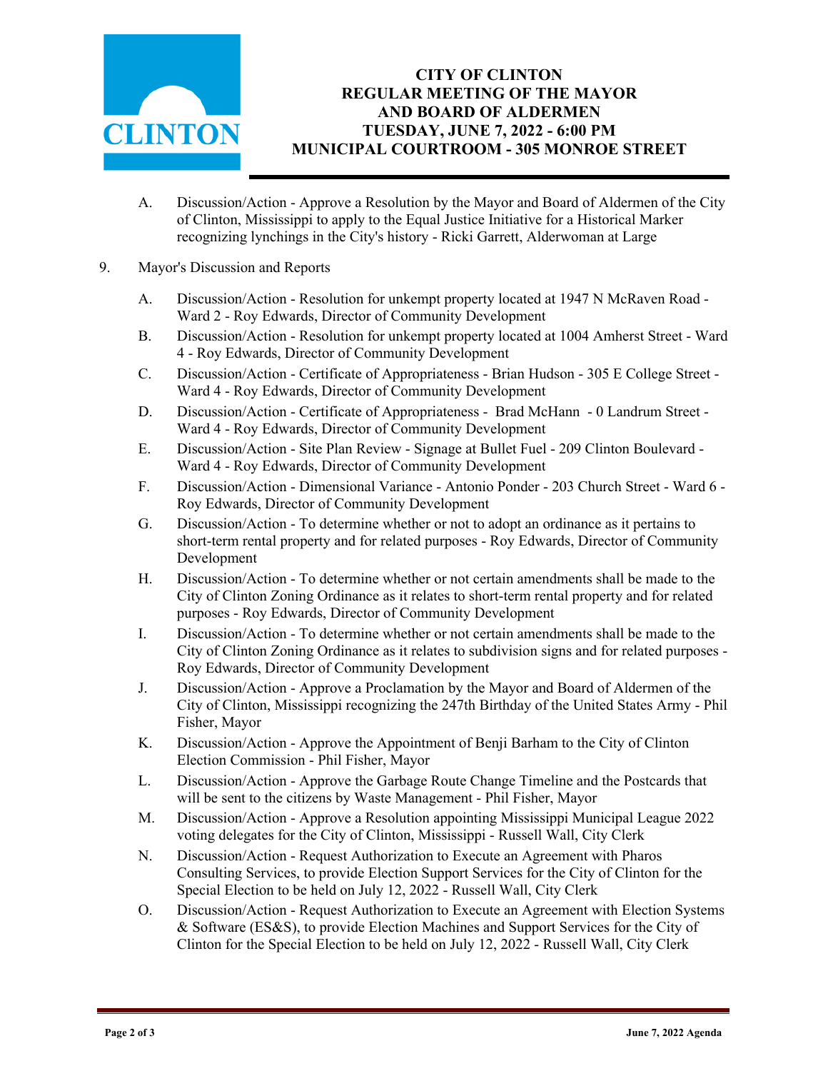# CITY OF CLINTON
## REGULAR MEETING OF THE MAYOR AND BOARD OF ALDERMEN
## TUESDAY, JUNE 7, 2022 - 6:00 PM
## MUNICIPAL COURTROOM - 305 MONROE STREET

A. Discussion/Action - Approve a Resolution by the Mayor and Board of Aldermen of the City of Clinton, Mississippi to apply to the Equal Justice Initiative for a Historical Marker recognizing lynchings in the City's history - Ricki Garrett, Alderwoman at Large

9. Mayor's Discussion and Reports

   A. Discussion/Action - Resolution for unkempt property located at 1947 N McRaven Road - Ward 2 - Roy Edwards, Director of Community Development

   B. Discussion/Action - Resolution for unkempt property located at 1004 Amherst Street - Ward 4 - Roy Edwards, Director of Community Development

   C. Discussion/Action - Certificate of Appropriateness - Brian Hudson - 305 E College Street - Ward 4 - Roy Edwards, Director of Community Development

   D. Discussion/Action - Certificate of Appropriateness - Brad McHann - 0 Landrum Street - Ward 4 - Roy Edwards, Director of Community Development

   E. Discussion/Action - Site Plan Review - Signage at Bullet Fuel - 209 Clinton Boulevard - Ward 4 - Roy Edwards, Director of Community Development

   F. Discussion/Action - Dimensional Variance - Antonio Ponder - 203 Church Street - Ward 6 - Roy Edwards, Director of Community Development

   G. Discussion/Action - To determine whether or not to adopt an ordinance as it pertains to short-term rental property and for related purposes - Roy Edwards, Director of Community Development

   H. Discussion/Action - To determine whether or not certain amendments shall be made to the City of Clinton Zoning Ordinance as it relates to short-term rental property and for related purposes - Roy Edwards, Director of Community Development

   I. Discussion/Action - To determine whether or not certain amendments shall be made to the City of Clinton Zoning Ordinance as it relates to subdivision signs and for related purposes - Roy Edwards, Director of Community Development

   J. Discussion/Action - Approve a Proclamation by the Mayor and Board of Aldermen of the City of Clinton, Mississippi recognizing the 247th Birthday of the United States Army - Phil Fisher, Mayor

   K. Discussion/Action - Approve the Appointment of Benji Barham to the City of Clinton Election Commission - Phil Fisher, Mayor

   L. Discussion/Action - Approve the Garbage Route Change Timeline and the Postcards that will be sent to the citizens by Waste Management - Phil Fisher, Mayor

   M. Discussion/Action - Approve a Resolution appointing Mississippi Municipal League 2022 voting delegates for the City of Clinton, Mississippi - Russell Wall, City Clerk

   N. Discussion/Action - Request Authorization to Execute an Agreement with Pharos Consulting Services, to provide Election Support Services for the City of Clinton for the Special Election to be held on July 12, 2022 - Russell Wall, City Clerk

   O. Discussion/Action - Request Authorization to Execute an Agreement with Election Systems & Software (ES&S), to provide Election Machines and Support Services for the City of Clinton for the Special Election to be held on July 12, 2022 - Russell Wall, City Clerk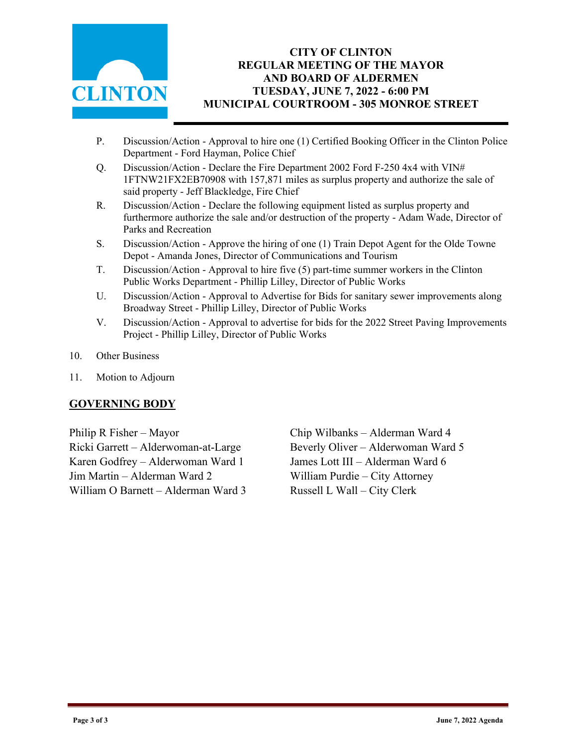# CITY OF CLINTON
## REGULAR MEETING OF THE MAYOR AND BOARD OF ALDERMEN
## TUESDAY, JUNE 7, 2022 - 6:00 PM
## MUNICIPAL COURTROOM - 305 MONROE STREET

- P. Discussion/Action - Approval to hire one (1) Certified Booking Officer in the Clinton Police Department - Ford Hayman, Police Chief
- Q. Discussion/Action - Declare the Fire Department 2002 Ford F-250 4x4 with VIN# 1FTNW21FX2EB70908 with 157,871 miles as surplus property and authorize the sale of said property - Jeff Blackledge, Fire Chief
- R. Discussion/Action - Declare the following equipment listed as surplus property and furthermore authorize the sale and/or destruction of the property - Adam Wade, Director of Parks and Recreation
- S. Discussion/Action - Approve the hiring of one (1) Train Depot Agent for the Olde Towne Depot - Amanda Jones, Director of Communications and Tourism
- T. Discussion/Action - Approval to hire five (5) part-time summer workers in the Clinton Public Works Department - Phillip Lilley, Director of Public Works
- U. Discussion/Action - Approval to Advertise for Bids for sanitary sewer improvements along Broadway Street - Phillip Lilley, Director of Public Works
- V. Discussion/Action - Approval to advertise for bids for the 2022 Street Paving Improvements Project - Phillip Lilley, Director of Public Works

10. Other Business

11. Motion to Adjourn

## GOVERNING BODY

Philip R Fisher – Mayor
Ricki Garrett – Alderwoman-at-Large
Karen Godfrey – Alderwoman Ward 1
Jim Martin – Alderman Ward 2
William O Barnett – Alderman Ward 3
Chip Wilbanks – Alderman Ward 4
Beverly Oliver – Alderwoman Ward 5
James Lott III – Alderman Ward 6
William Purdie – City Attorney
Russell L Wall – City Clerk